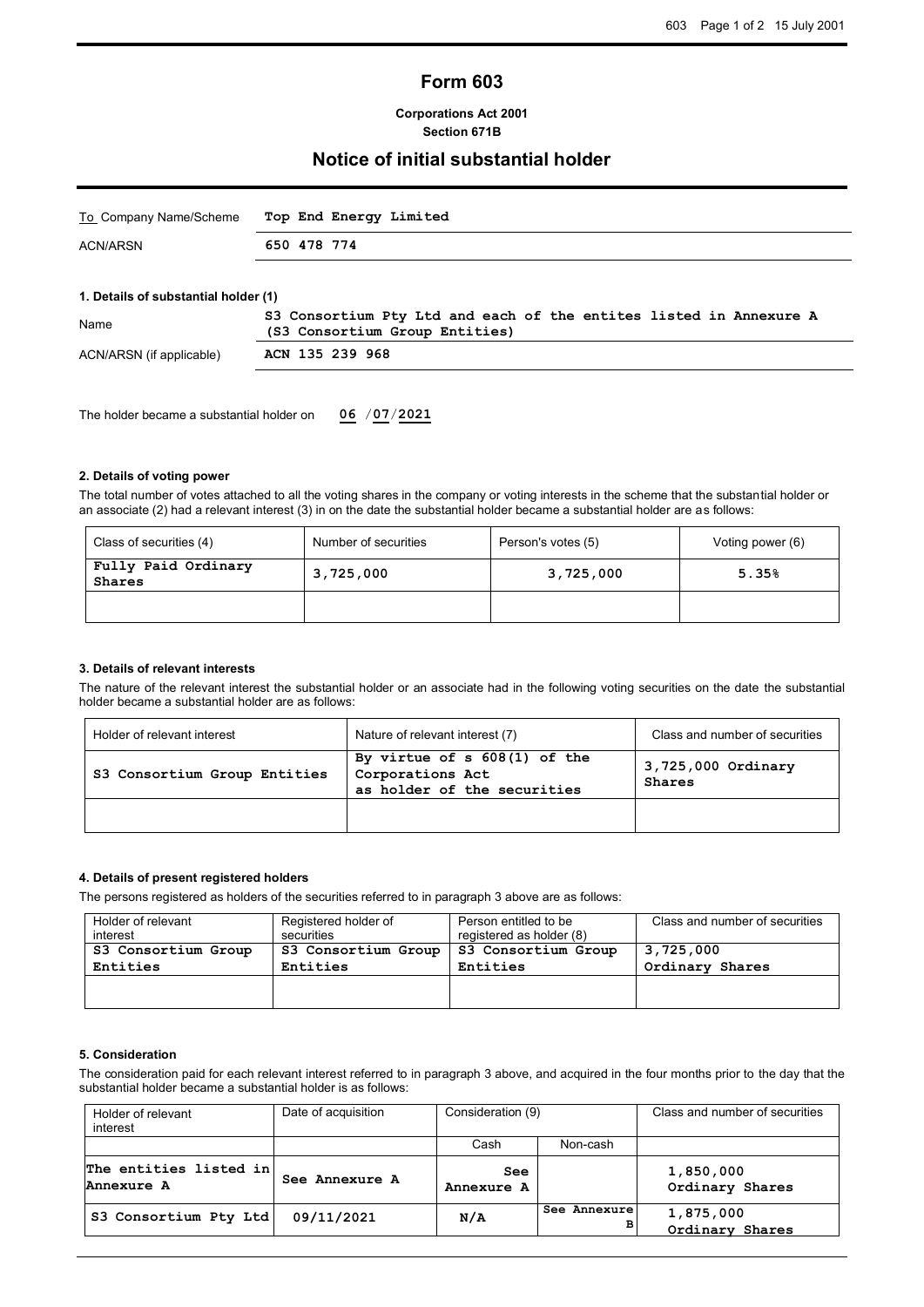# Form 603

**Corporations Act 2001**
**Section 671B**

## Notice of initial substantial holder

| | |
|---|---|
| To Company Name/Scheme | **Top End Energy Limited** |
| ACN/ARSN | **650 478 774** |

### 1. Details of substantial holder (1)

| | |
|---|---|
| Name | **S3 Consortium Pty Ltd and each of the entites listed in Annexure A (S3 Consortium Group Entities)** |
| ACN/ARSN (if applicable) | **ACN 135 239 968** |

The holder became a substantial holder on **06 / 07 / 2021**

### 2. Details of voting power

The total number of votes attached to all the voting shares in the company or voting interests in the scheme that the substantial holder or an associate (2) had a relevant interest (3) in on the date the substantial holder became a substantial holder are as follows:

| Class of securities (4) | Number of securities | Person's votes (5) | Voting power (6) |
|---|---|---|---|
| **Fully Paid Ordinary Shares** | **3,725,000** | **3,725,000** | **5.35%** |
| | | | |

### 3. Details of relevant interests

The nature of the relevant interest the substantial holder or an associate had in the following voting securities on the date the substantial holder became a substantial holder are as follows:

| Holder of relevant interest | Nature of relevant interest (7) | Class and number of securities |
|---|---|---|
| **S3 Consortium Group Entities** | **By virtue of s 608(1) of the Corporations Act as holder of the securities** | **3,725,000 Ordinary Shares** |
| | | |

### 4. Details of present registered holders

The persons registered as holders of the securities referred to in paragraph 3 above are as follows:

| Holder of relevant interest | Registered holder of securities | Person entitled to be registered as holder (8) | Class and number of securities |
|---|---|---|---|
| **S3 Consortium Group Entities** | **S3 Consortium Group Entities** | **S3 Consortium Group Entities** | **3,725,000 Ordinary Shares** |
| | | | |

### 5. Consideration

The consideration paid for each relevant interest referred to in paragraph 3 above, and acquired in the four months prior to the day that the substantial holder became a substantial holder is as follows:

| Holder of relevant interest | Date of acquisition | Consideration (9) | | Class and number of securities |
|---|---|---|---|---|
| | | Cash | Non-cash | |
| **The entities listed in Annexure A** | **See Annexure A** | **See Annexure A** | | **1,850,000 Ordinary Shares** |
| **S3 Consortium Pty Ltd** | **09/11/2021** | **N/A** | **See Annexure B** | **1,875,000 Ordinary Shares** |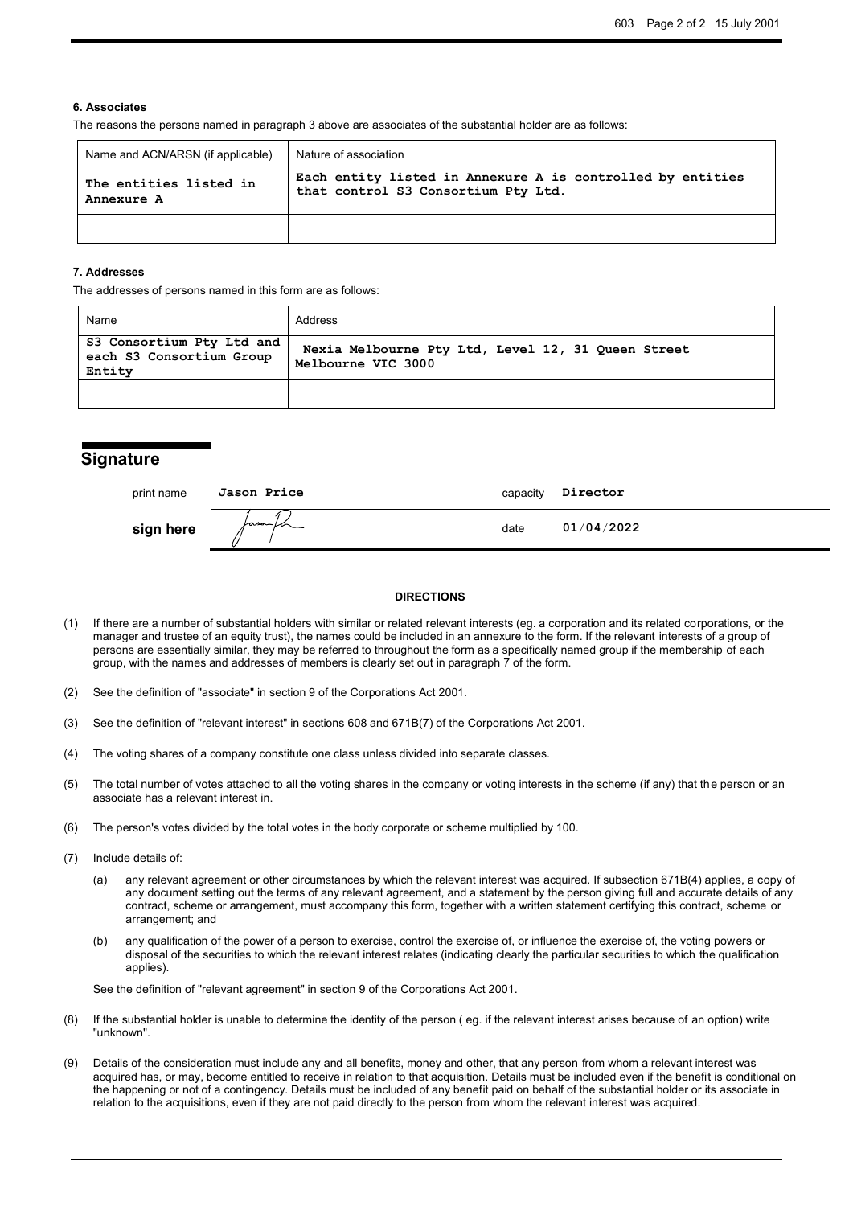### 6. Associates

The reasons the persons named in paragraph 3 above are associates of the substantial holder are as follows:

| Name and ACN/ARSN (if applicable) | Nature of association |
|---|---|
| **The entities listed in Annexure A** | **Each entity listed in Annexure A is controlled by entities that control S3 Consortium Pty Ltd.** |
| | |

### 7. Addresses

The addresses of persons named in this form are as follows:

| Name | Address |
|---|---|
| **S3 Consortium Pty Ltd and each S3 Consortium Group Entity** | **Nexia Melbourne Pty Ltd, Level 12, 31 Queen Street Melbourne VIC 3000** |
| | |

## Signature

| | | | |
|---|---|---|---|
| print name | **Jason Price** | capacity | **Director** |
| **sign here** | | date | **01/04/2022** |

#### DIRECTIONS

(1) If there are a number of substantial holders with similar or related relevant interests (eg. a corporation and its related corporations, or the manager and trustee of an equity trust), the names could be included in an annexure to the form. If the relevant interests of a group of persons are essentially similar, they may be referred to throughout the form as a specifically named group if the membership of each group, with the names and addresses of members is clearly set out in paragraph 7 of the form.

(2) See the definition of "associate" in section 9 of the Corporations Act 2001.

(3) See the definition of "relevant interest" in sections 608 and 671B(7) of the Corporations Act 2001.

(4) The voting shares of a company constitute one class unless divided into separate classes.

(5) The total number of votes attached to all the voting shares in the company or voting interests in the scheme (if any) that the person or an associate has a relevant interest in.

(6) The person's votes divided by the total votes in the body corporate or scheme multiplied by 100.

(7) Include details of:

(a) any relevant agreement or other circumstances by which the relevant interest was acquired. If subsection 671B(4) applies, a copy of any document setting out the terms of any relevant agreement, and a statement by the person giving full and accurate details of any contract, scheme or arrangement, must accompany this form, together with a written statement certifying this contract, scheme or arrangement; and

(b) any qualification of the power of a person to exercise, control the exercise of, or influence the exercise of, the voting powers or disposal of the securities to which the relevant interest relates (indicating clearly the particular securities to which the qualification applies).

See the definition of "relevant agreement" in section 9 of the Corporations Act 2001.

(8) If the substantial holder is unable to determine the identity of the person ( eg. if the relevant interest arises because of an option) write "unknown".

(9) Details of the consideration must include any and all benefits, money and other, that any person from whom a relevant interest was acquired has, or may, become entitled to receive in relation to that acquisition. Details must be included even if the benefit is conditional on the happening or not of a contingency. Details must be included of any benefit paid on behalf of the substantial holder or its associate in relation to the acquisitions, even if they are not paid directly to the person from whom the relevant interest was acquired.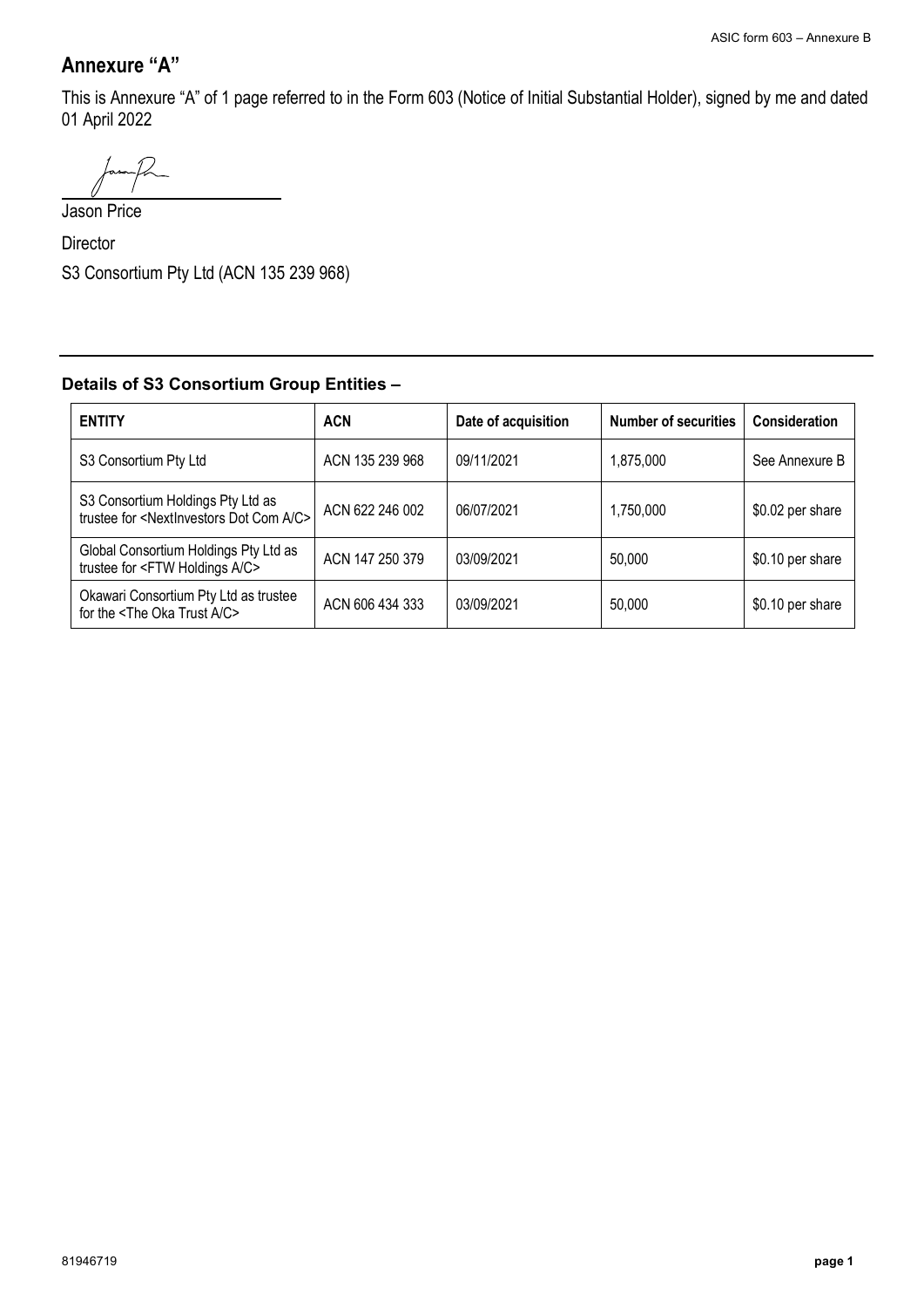## Annexure "A"

This is Annexure "A" of 1 page referred to in the Form 603 (Notice of Initial Substantial Holder), signed by me and dated 01 April 2022

Jason Price

Director

S3 Consortium Pty Ltd (ACN 135 239 968)

---

**Details of S3 Consortium Group Entities –**

| ENTITY | ACN | Date of acquisition | Number of securities | Consideration |
|---|---|---|---|---|
| S3 Consortium Pty Ltd | ACN 135 239 968 | 09/11/2021 | 1,875,000 | See Annexure B |
| S3 Consortium Holdings Pty Ltd as trustee for <NextInvestors Dot Com A/C> | ACN 622 246 002 | 06/07/2021 | 1,750,000 | $0.02 per share |
| Global Consortium Holdings Pty Ltd as trustee for <FTW Holdings A/C> | ACN 147 250 379 | 03/09/2021 | 50,000 | $0.10 per share |
| Okawari Consortium Pty Ltd as trustee for the <The Oka Trust A/C> | ACN 606 434 333 | 03/09/2021 | 50,000 | $0.10 per share |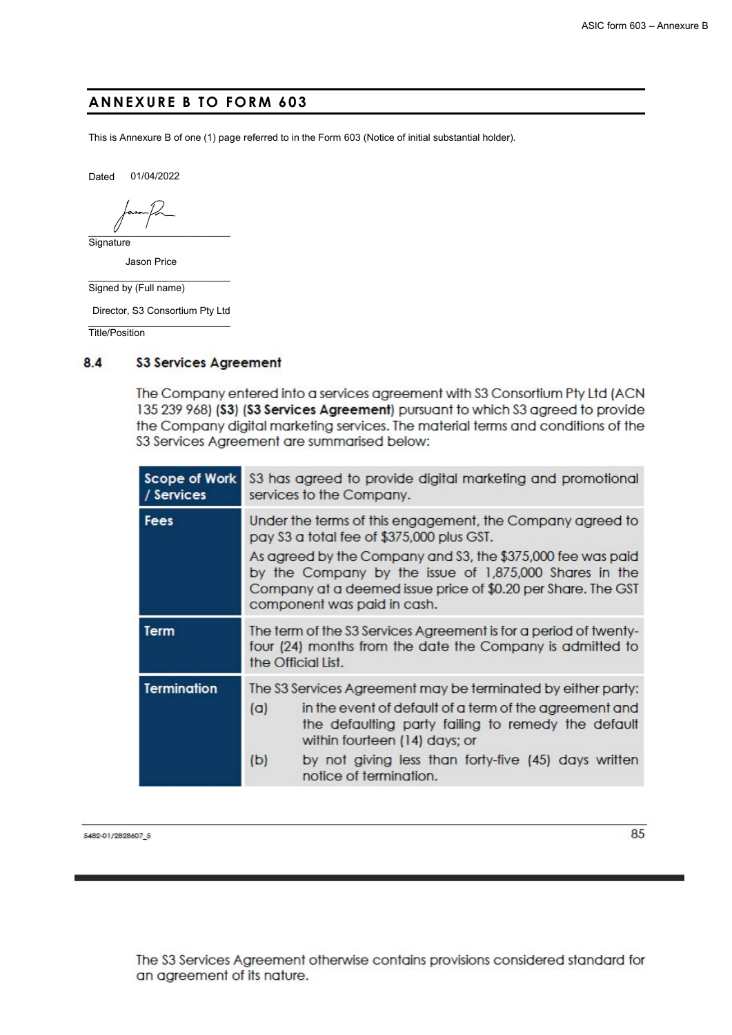## ANNEXURE B TO FORM 603

This is Annexure B of one (1) page referred to in the Form 603 (Notice of initial substantial holder).

Dated 01/04/2022

Signature

Jason Price

Signed by (Full name)

Director, S3 Consortium Pty Ltd

Title/Position

### 8.4 S3 Services Agreement

The Company entered into a services agreement with S3 Consortium Pty Ltd (ACN 135 239 968) **(S3)** **(S3 Services Agreement)** pursuant to which S3 agreed to provide the Company digital marketing services. The material terms and conditions of the S3 Services Agreement are summarised below:

| | |
|---|---|
| **Scope of Work / Services** | S3 has agreed to provide digital marketing and promotional services to the Company. |
| **Fees** | Under the terms of this engagement, the Company agreed to pay S3 a total fee of $375,000 plus GST.<br>As agreed by the Company and S3, the $375,000 fee was paid by the Company by the issue of 1,875,000 Shares in the Company at a deemed issue price of $0.20 per Share. The GST component was paid in cash. |
| **Term** | The term of the S3 Services Agreement is for a period of twenty-four (24) months from the date the Company is admitted to the Official List. |
| **Termination** | The S3 Services Agreement may be terminated by either party:<br>(a) in the event of default of a term of the agreement and the defaulting party failing to remedy the default within fourteen (14) days; or<br>(b) by not giving less than forty-five (45) days written notice of termination. |

The S3 Services Agreement otherwise contains provisions considered standard for an agreement of its nature.